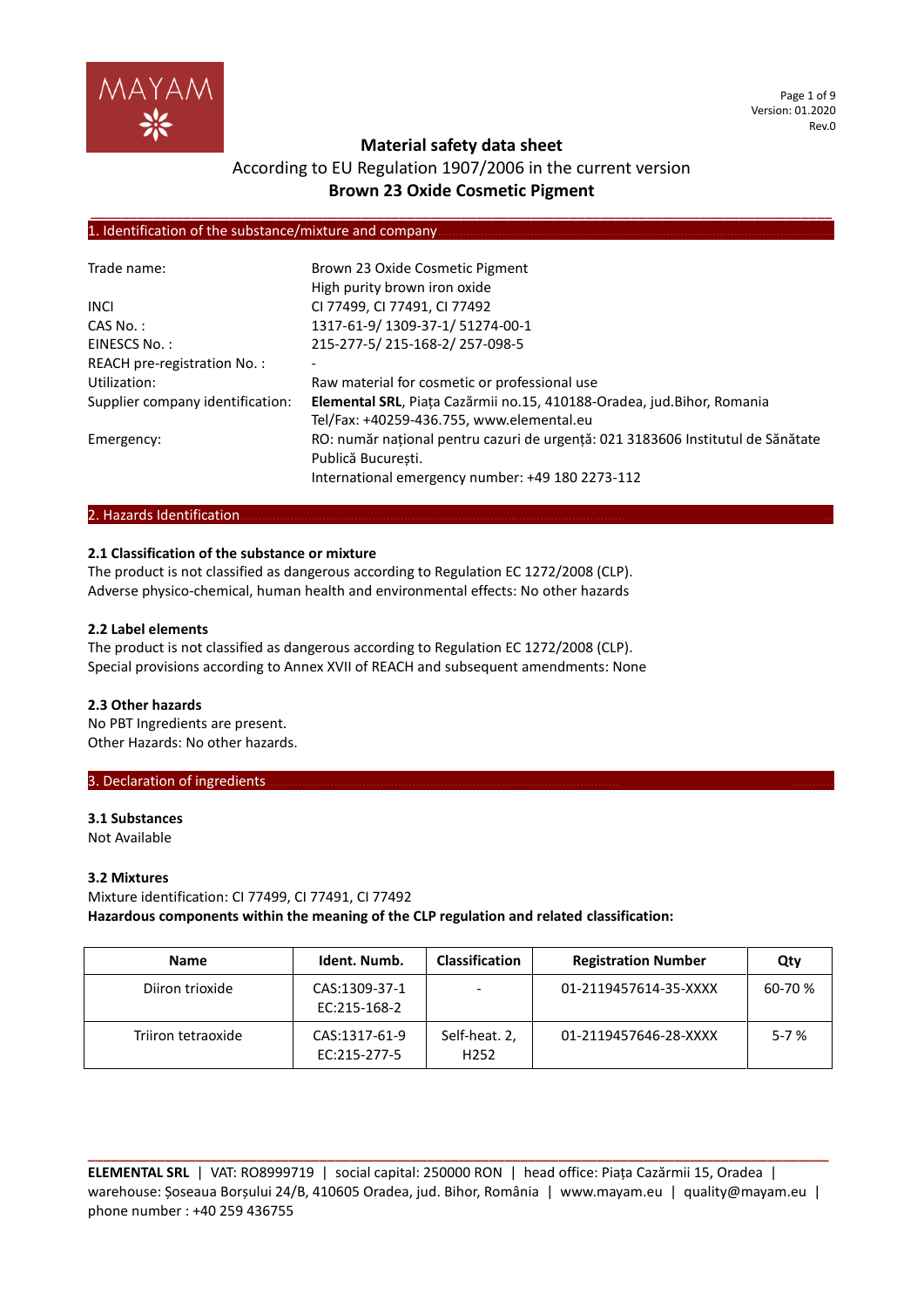# Material safety data sheet

According to EU Regulation 1907/2006 in the current version

**Brown 23 Oxide Cosmetic Pigment**

## 1. Identification of the substance/mixture and company

| | |
|---|---|
| Trade name: | Brown 23 Oxide Cosmetic Pigment<br>High purity brown iron oxide |
| INCI | CI 77499, CI 77491, CI 77492 |
| CAS No. : | 1317-61-9/ 1309-37-1/ 51274-00-1 |
| EINESCS No. : | 215-277-5/ 215-168-2/ 257-098-5 |
| REACH pre-registration No. : | - |
| Utilization: | Raw material for cosmetic or professional use |
| Supplier company identification: | **Elemental SRL**, Piața Cazărmii no.15, 410188-Oradea, jud.Bihor, Romania<br>Tel/Fax: +40259-436.755, www.elemental.eu |
| Emergency: | RO: număr național pentru cazuri de urgență: 021 3183606 Institutul de Sănătate Publică București.<br>International emergency number: +49 180 2273-112 |

## 2. Hazards Identification

### 2.1 Classification of the substance or mixture

The product is not classified as dangerous according to Regulation EC 1272/2008 (CLP).
Adverse physico-chemical, human health and environmental effects: No other hazards

### 2.2 Label elements

The product is not classified as dangerous according to Regulation EC 1272/2008 (CLP).
Special provisions according to Annex XVII of REACH and subsequent amendments: None

### 2.3 Other hazards

No PBT Ingredients are present.
Other Hazards: No other hazards.

## 3. Declaration of ingredients

### 3.1 Substances

Not Available

### 3.2 Mixtures

Mixture identification: CI 77499, CI 77491, CI 77492

**Hazardous components within the meaning of the CLP regulation and related classification:**

| Name | Ident. Numb. | Classification | Registration Number | Qty |
|---|---|---|---|---|
| Diiron trioxide | CAS:1309-37-1<br>EC:215-168-2 | - | 01-2119457614-35-XXXX | 60-70 % |
| Triiron tetraoxide | CAS:1317-61-9<br>EC:215-277-5 | Self-heat. 2,<br>H252 | 01-2119457646-28-XXXX | 5-7 % |

**ELEMENTAL SRL** | VAT: RO8999719 | social capital: 250000 RON | head office: Piața Cazărmii 15, Oradea | warehouse: Șoseaua Borșului 24/B, 410605 Oradea, jud. Bihor, România | www.mayam.eu | quality@mayam.eu | phone number : +40 259 436755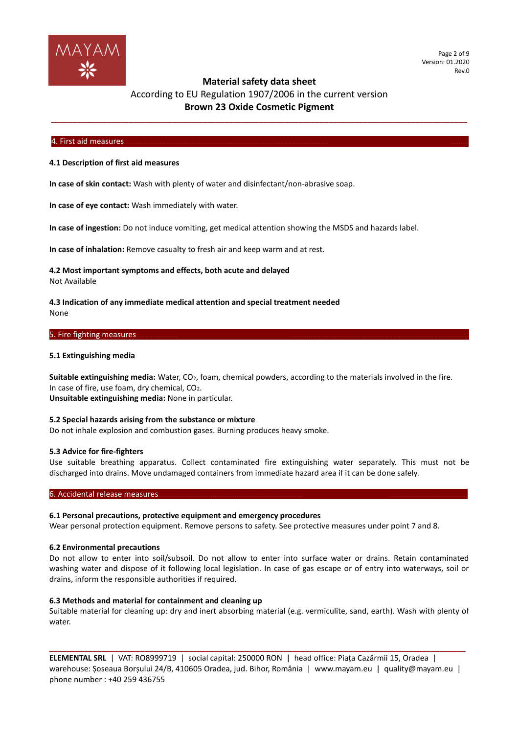## 4. First aid measures

### 4.1 Description of first aid measures

**In case of skin contact:** Wash with plenty of water and disinfectant/non-abrasive soap.

**In case of eye contact:** Wash immediately with water.

**In case of ingestion:** Do not induce vomiting, get medical attention showing the MSDS and hazards label.

**In case of inhalation:** Remove casualty to fresh air and keep warm and at rest.

### 4.2 Most important symptoms and effects, both acute and delayed

Not Available

### 4.3 Indication of any immediate medical attention and special treatment needed

None

## 5. Fire fighting measures

### 5.1 Extinguishing media

**Suitable extinguishing media:** Water, $CO_2$, foam, chemical powders, according to the materials involved in the fire.
In case of fire, use foam, dry chemical, $CO_2$.
**Unsuitable extinguishing media:** None in particular.

### 5.2 Special hazards arising from the substance or mixture

Do not inhale explosion and combustion gases. Burning produces heavy smoke.

### 5.3 Advice for fire-fighters

Use suitable breathing apparatus. Collect contaminated fire extinguishing water separately. This must not be discharged into drains. Move undamaged containers from immediate hazard area if it can be done safely.

## 6. Accidental release measures

### 6.1 Personal precautions, protective equipment and emergency procedures

Wear personal protection equipment. Remove persons to safety. See protective measures under point 7 and 8.

### 6.2 Environmental precautions

Do not allow to enter into soil/subsoil. Do not allow to enter into surface water or drains. Retain contaminated washing water and dispose of it following local legislation. In case of gas escape or of entry into waterways, soil or drains, inform the responsible authorities if required.

### 6.3 Methods and material for containment and cleaning up

Suitable material for cleaning up: dry and inert absorbing material (e.g. vermiculite, sand, earth). Wash with plenty of water.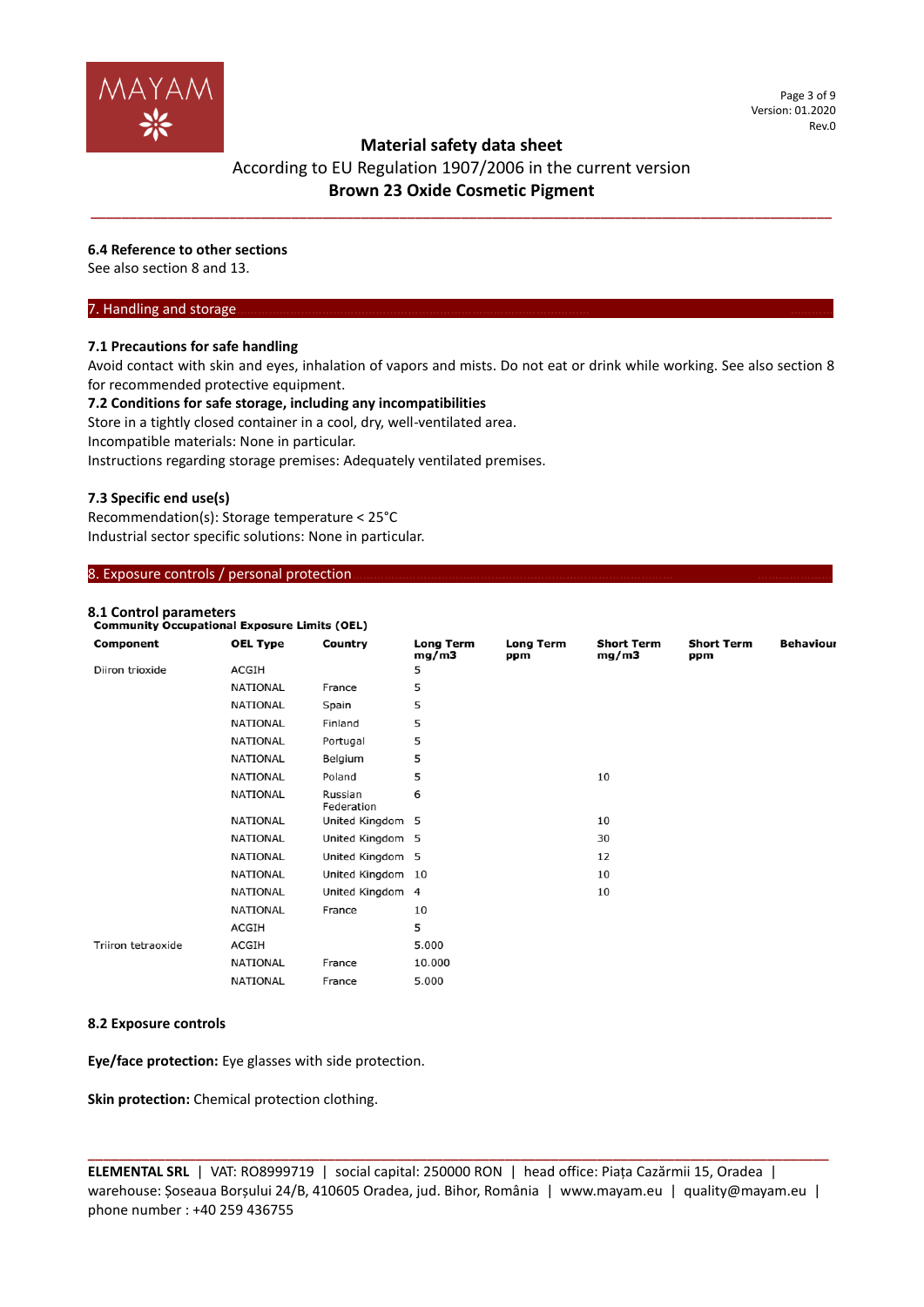## 6.4 Reference to other sections

See also section 8 and 13.

## 7. Handling and storage

### 7.1 Precautions for safe handling

Avoid contact with skin and eyes, inhalation of vapors and mists. Do not eat or drink while working. See also section 8 for recommended protective equipment.

### 7.2 Conditions for safe storage, including any incompatibilities

Store in a tightly closed container in a cool, dry, well-ventilated area.
Incompatible materials: None in particular.
Instructions regarding storage premises: Adequately ventilated premises.

### 7.3 Specific end use(s)

Recommendation(s): Storage temperature < 25°C
Industrial sector specific solutions: None in particular.

## 8. Exposure controls / personal protection

### 8.1 Control parameters

**Community Occupational Exposure Limits (OEL)**

| Component | OEL Type | Country | Long Term mg/m3 | Long Term ppm | Short Term mg/m3 | Short Term ppm | Behaviour |
|---|---|---|---|---|---|---|---|
| Diiron trioxide | ACGIH | | 5 | | | | |
| | NATIONAL | France | 5 | | | | |
| | NATIONAL | Spain | 5 | | | | |
| | NATIONAL | Finland | 5 | | | | |
| | NATIONAL | Portugal | 5 | | | | |
| | NATIONAL | Belgium | 5 | | | | |
| | NATIONAL | Poland | 5 | | 10 | | |
| | NATIONAL | Russian Federation | 6 | | | | |
| | NATIONAL | United Kingdom | 5 | | 10 | | |
| | NATIONAL | United Kingdom | 5 | | 30 | | |
| | NATIONAL | United Kingdom | 5 | | 12 | | |
| | NATIONAL | United Kingdom | 10 | | 10 | | |
| | NATIONAL | United Kingdom | 4 | | 10 | | |
| | NATIONAL | France | 10 | | | | |
| | ACGIH | | 5 | | | | |
| Triiron tetraoxide | ACGIH | | 5.000 | | | | |
| | NATIONAL | France | 10.000 | | | | |
| | NATIONAL | France | 5.000 | | | | |

### 8.2 Exposure controls

**Eye/face protection:** Eye glasses with side protection.

**Skin protection:** Chemical protection clothing.

**ELEMENTAL SRL** | VAT: RO8999719 | social capital: 250000 RON | head office: Piața Cazărmii 15, Oradea | warehouse: Șoseaua Borșului 24/B, 410605 Oradea, jud. Bihor, România | www.mayam.eu | quality@mayam.eu | phone number : +40 259 436755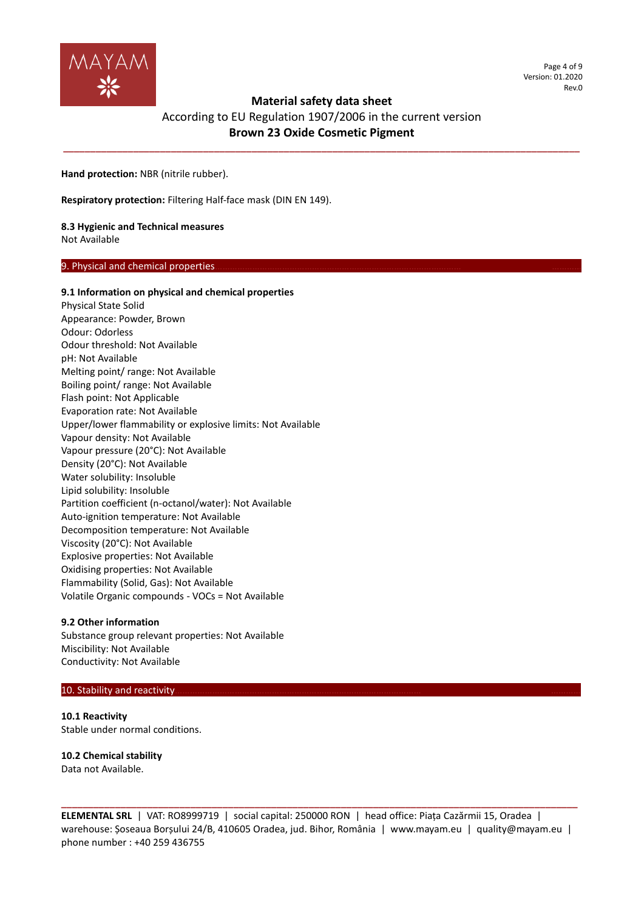**Hand protection:** NBR (nitrile rubber).

**Respiratory protection:** Filtering Half-face mask (DIN EN 149).

**8.3 Hygienic and Technical measures**
Not Available

## 9. Physical and chemical properties

**9.1 Information on physical and chemical properties**
Physical State Solid
Appearance: Powder, Brown
Odour: Odorless
Odour threshold: Not Available
pH: Not Available
Melting point/ range: Not Available
Boiling point/ range: Not Available
Flash point: Not Applicable
Evaporation rate: Not Available
Upper/lower flammability or explosive limits: Not Available
Vapour density: Not Available
Vapour pressure (20°C): Not Available
Density (20°C): Not Available
Water solubility: Insoluble
Lipid solubility: Insoluble
Partition coefficient (n-octanol/water): Not Available
Auto-ignition temperature: Not Available
Decomposition temperature: Not Available
Viscosity (20°C): Not Available
Explosive properties: Not Available
Oxidising properties: Not Available
Flammability (Solid, Gas): Not Available
Volatile Organic compounds - VOCs = Not Available

**9.2 Other information**
Substance group relevant properties: Not Available
Miscibility: Not Available
Conductivity: Not Available

## 10. Stability and reactivity

**10.1 Reactivity**
Stable under normal conditions.

**10.2 Chemical stability**
Data not Available.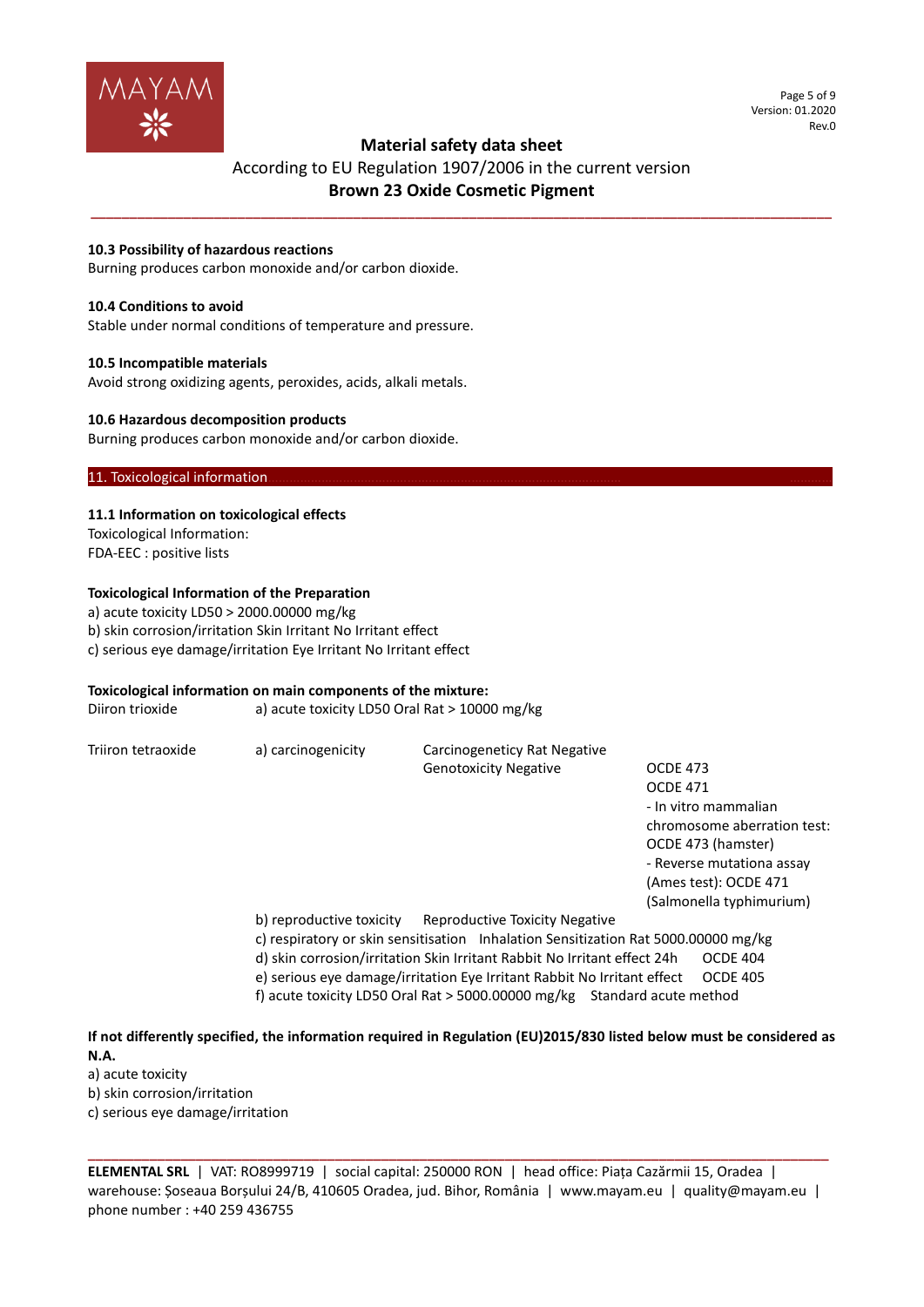### 10.3 Possibility of hazardous reactions

Burning produces carbon monoxide and/or carbon dioxide.

### 10.4 Conditions to avoid

Stable under normal conditions of temperature and pressure.

### 10.5 Incompatible materials

Avoid strong oxidizing agents, peroxides, acids, alkali metals.

### 10.6 Hazardous decomposition products

Burning produces carbon monoxide and/or carbon dioxide.

## 11. Toxicological information

### 11.1 Information on toxicological effects

Toxicological Information:
FDA-EEC : positive lists

**Toxicological Information of the Preparation**

a) acute toxicity LD50 > 2000.00000 mg/kg
b) skin corrosion/irritation Skin Irritant No Irritant effect
c) serious eye damage/irritation Eye Irritant No Irritant effect

**Toxicological information on main components of the mixture:**

| | | | |
|---|---|---|---|
| Diiron trioxide | a) acute toxicity LD50 Oral Rat > 10000 mg/kg | | |
| Triiron tetraoxide | a) carcinogenicity | Carcinogenetity Rat Negative<br>Genotoxicity Negative | OCDE 473<br>OCDE 471<br>- In vitro mammalian chromosome aberration test: OCDE 473 (hamster)<br>- Reverse mutationa assay (Ames test): OCDE 471 (Salmonella typhimurium) |
| | b) reproductive toxicity | Reproductive Toxicity Negative | |
| | c) respiratory or skin sensitisation | Inhalation Sensitization Rat 5000.00000 mg/kg | |
| | d) skin corrosion/irritation | Skin Irritant Rabbit No Irritant effect 24h | OCDE 404 |
| | e) serious eye damage/irritation | Eye Irritant Rabbit No Irritant effect | OCDE 405 |
| | f) acute toxicity | LD50 Oral Rat > 5000.00000 mg/kg | Standard acute method |

**If not differently specified, the information required in Regulation (EU)2015/830 listed below must be considered as N.A.**

a) acute toxicity
b) skin corrosion/irritation
c) serious eye damage/irritation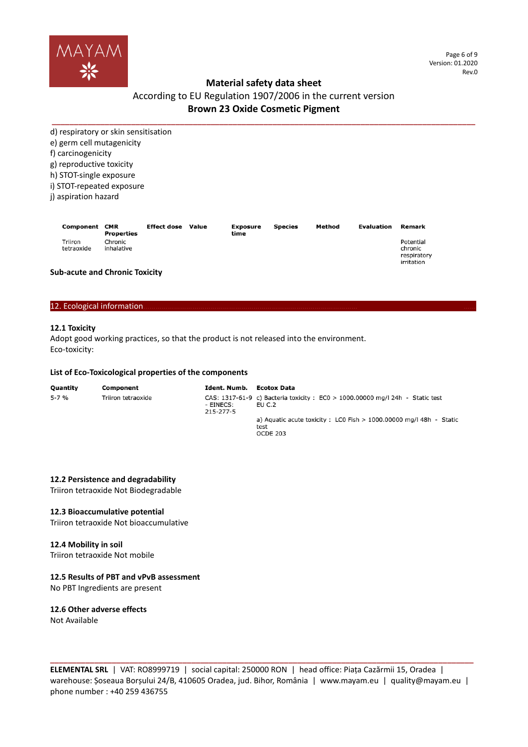d) respiratory or skin sensitisation
e) germ cell mutagenicity
f) carcinogenicity
g) reproductive toxicity
h) STOT-single exposure
i) STOT-repeated exposure
j) aspiration hazard

| Component | CMR Properties | Effect dose | Value | Exposure time | Species | Method | Evaluation | Remark |
|---|---|---|---|---|---|---|---|---|
| Triiron tetraoxide | Chronic inhalative | | | | | | | Potential chronic respiratory irritation |

**Sub-acute and Chronic Toxicity**

## 12. Ecological information

### 12.1 Toxicity

Adopt good working practices, so that the product is not released into the environment.
Eco-toxicity:

**List of Eco-Toxicological properties of the components**

| Quantity | Component | Ident. Numb. | Ecotox Data |
|---|---|---|---|
| 5-7 % | Triiron tetraoxide | CAS: 1317-61-9 - EINECS: 215-277-5 | c) Bacteria toxicity : EC0 > 1000.00000 mg/l 24h - Static test EU C.2<br>a) Aquatic acute toxicity : LC0 Fish > 1000.00000 mg/l 48h - Static test OCDE 203 |

### 12.2 Persistence and degradability

Triiron tetraoxide Not Biodegradable

### 12.3 Bioaccumulative potential

Triiron tetraoxide Not bioaccumulative

### 12.4 Mobility in soil

Triiron tetraoxide Not mobile

### 12.5 Results of PBT and vPvB assessment

No PBT Ingredients are present

### 12.6 Other adverse effects

Not Available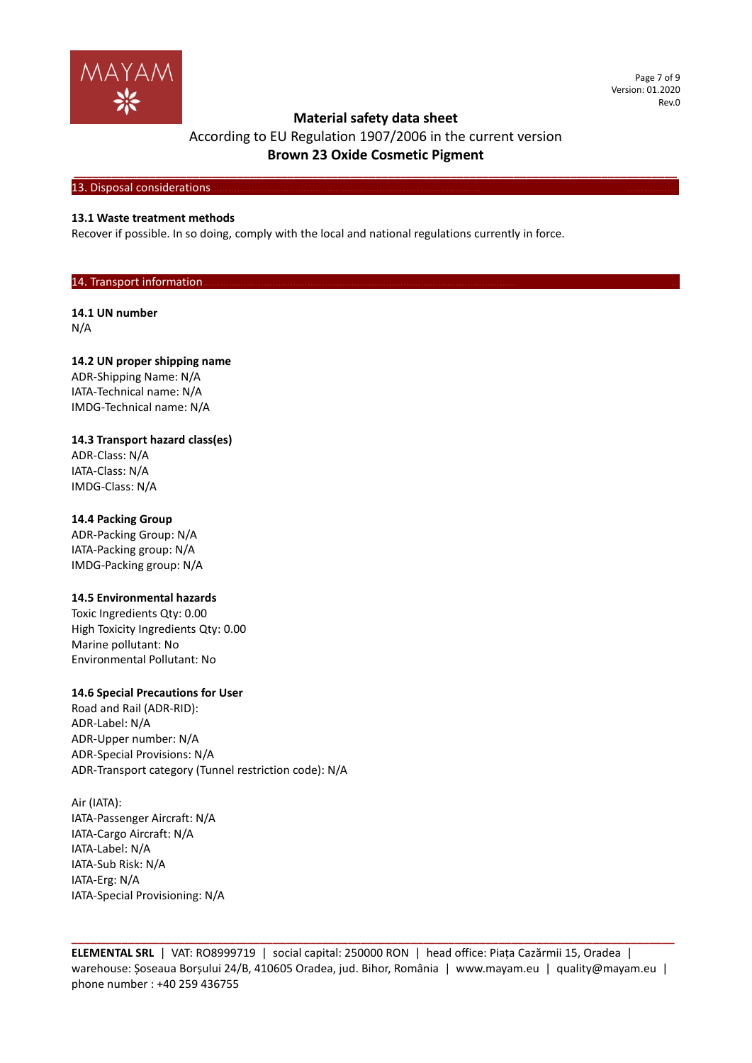## 13. Disposal considerations

### 13.1 Waste treatment methods

Recover if possible. In so doing, comply with the local and national regulations currently in force.

## 14. Transport information

### 14.1 UN number

N/A

### 14.2 UN proper shipping name

ADR-Shipping Name: N/A
IATA-Technical name: N/A
IMDG-Technical name: N/A

### 14.3 Transport hazard class(es)

ADR-Class: N/A
IATA-Class: N/A
IMDG-Class: N/A

### 14.4 Packing Group

ADR-Packing Group: N/A
IATA-Packing group: N/A
IMDG-Packing group: N/A

### 14.5 Environmental hazards

Toxic Ingredients Qty: 0.00
High Toxicity Ingredients Qty: 0.00
Marine pollutant: No
Environmental Pollutant: No

### 14.6 Special Precautions for User

Road and Rail (ADR-RID):
ADR-Label: N/A
ADR-Upper number: N/A
ADR-Special Provisions: N/A
ADR-Transport category (Tunnel restriction code): N/A

Air (IATA):
IATA-Passenger Aircraft: N/A
IATA-Cargo Aircraft: N/A
IATA-Label: N/A
IATA-Sub Risk: N/A
IATA-Erg: N/A
IATA-Special Provisioning: N/A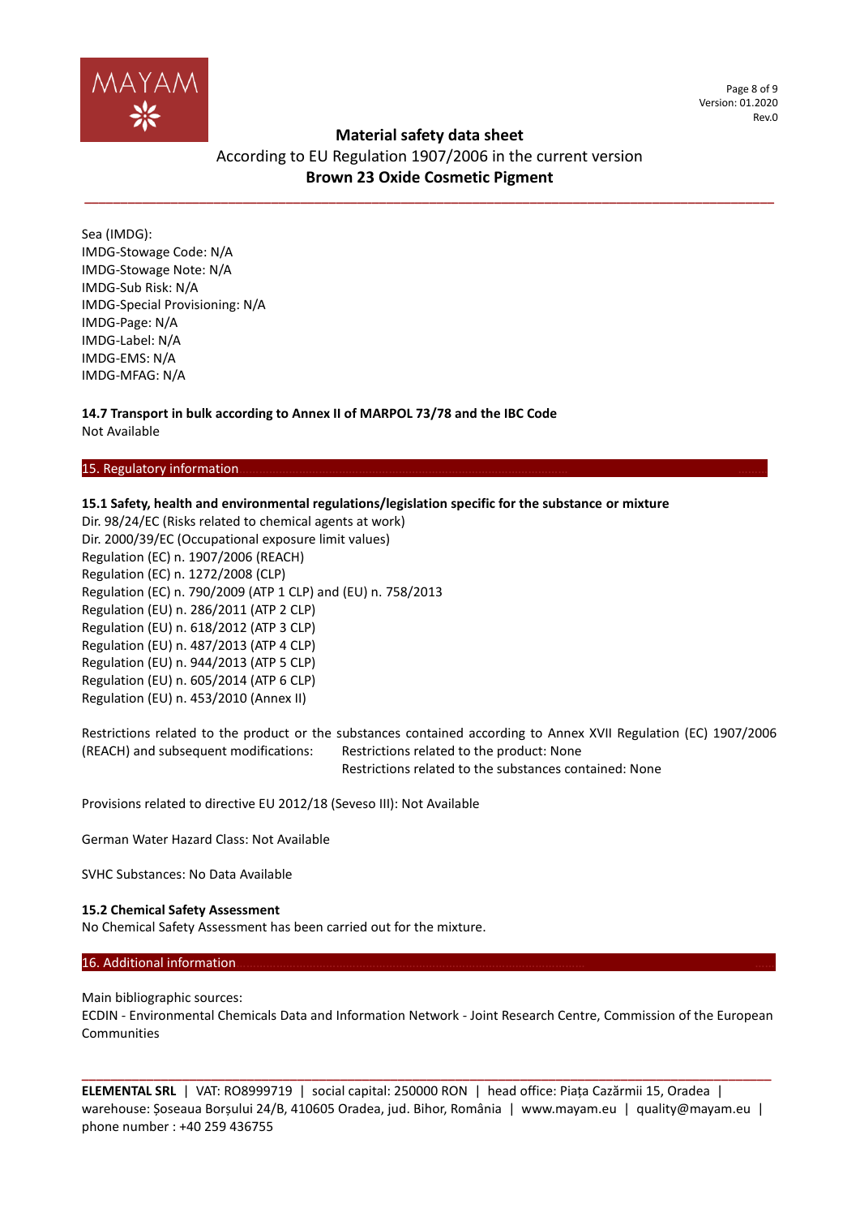Sea (IMDG):
IMDG-Stowage Code: N/A
IMDG-Stowage Note: N/A
IMDG-Sub Risk: N/A
IMDG-Special Provisioning: N/A
IMDG-Page: N/A
IMDG-Label: N/A
IMDG-EMS: N/A
IMDG-MFAG: N/A

**14.7 Transport in bulk according to Annex II of MARPOL 73/78 and the IBC Code**
Not Available

## 15. Regulatory information

**15.1 Safety, health and environmental regulations/legislation specific for the substance or mixture**
Dir. 98/24/EC (Risks related to chemical agents at work)
Dir. 2000/39/EC (Occupational exposure limit values)
Regulation (EC) n. 1907/2006 (REACH)
Regulation (EC) n. 1272/2008 (CLP)
Regulation (EC) n. 790/2009 (ATP 1 CLP) and (EU) n. 758/2013
Regulation (EU) n. 286/2011 (ATP 2 CLP)
Regulation (EU) n. 618/2012 (ATP 3 CLP)
Regulation (EU) n. 487/2013 (ATP 4 CLP)
Regulation (EU) n. 944/2013 (ATP 5 CLP)
Regulation (EU) n. 605/2014 (ATP 6 CLP)
Regulation (EU) n. 453/2010 (Annex II)

Restrictions related to the product or the substances contained according to Annex XVII Regulation (EC) 1907/2006 (REACH) and subsequent modifications: Restrictions related to the product: None
Restrictions related to the substances contained: None

Provisions related to directive EU 2012/18 (Seveso III): Not Available

German Water Hazard Class: Not Available

SVHC Substances: No Data Available

**15.2 Chemical Safety Assessment**
No Chemical Safety Assessment has been carried out for the mixture.

## 16. Additional information

Main bibliographic sources:
ECDIN - Environmental Chemicals Data and Information Network - Joint Research Centre, Commission of the European Communities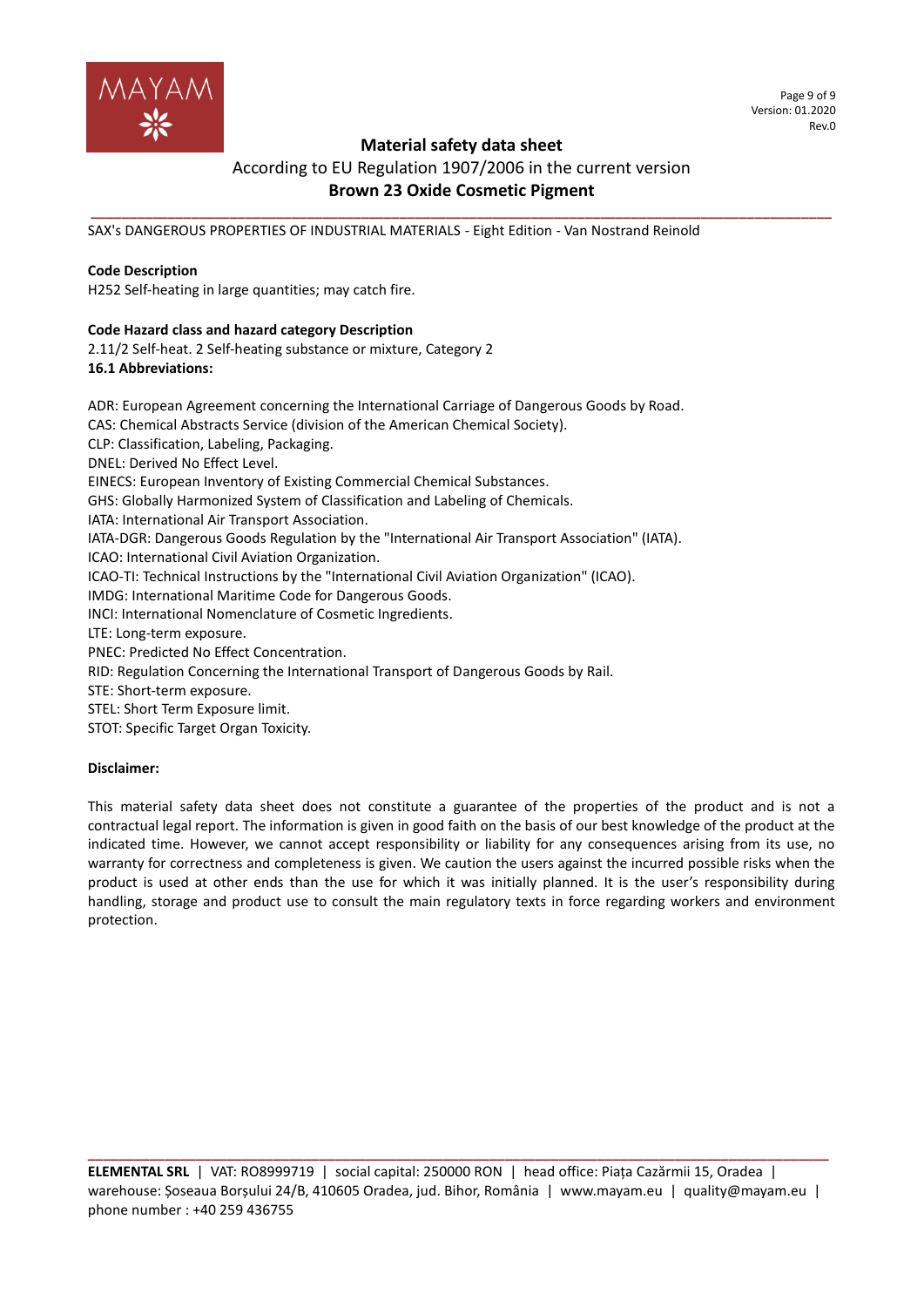SAX's DANGEROUS PROPERTIES OF INDUSTRIAL MATERIALS - Eight Edition - Van Nostrand Reinold

**Code Description**

H252 Self-heating in large quantities; may catch fire.

**Code Hazard class and hazard category Description**

2.11/2 Self-heat. 2 Self-heating substance or mixture, Category 2

**16.1 Abbreviations:**

ADR: European Agreement concerning the International Carriage of Dangerous Goods by Road.
CAS: Chemical Abstracts Service (division of the American Chemical Society).
CLP: Classification, Labeling, Packaging.
DNEL: Derived No Effect Level.
EINECS: European Inventory of Existing Commercial Chemical Substances.
GHS: Globally Harmonized System of Classification and Labeling of Chemicals.
IATA: International Air Transport Association.
IATA-DGR: Dangerous Goods Regulation by the "International Air Transport Association" (IATA).
ICAO: International Civil Aviation Organization.
ICAO-TI: Technical Instructions by the "International Civil Aviation Organization" (ICAO).
IMDG: International Maritime Code for Dangerous Goods.
INCI: International Nomenclature of Cosmetic Ingredients.
LTE: Long-term exposure.
PNEC: Predicted No Effect Concentration.
RID: Regulation Concerning the International Transport of Dangerous Goods by Rail.
STE: Short-term exposure.
STEL: Short Term Exposure limit.
STOT: Specific Target Organ Toxicity.

**Disclaimer:**

This material safety data sheet does not constitute a guarantee of the properties of the product and is not a contractual legal report. The information is given in good faith on the basis of our best knowledge of the product at the indicated time. However, we cannot accept responsibility or liability for any consequences arising from its use, no warranty for correctness and completeness is given. We caution the users against the incurred possible risks when the product is used at other ends than the use for which it was initially planned. It is the user's responsibility during handling, storage and product use to consult the main regulatory texts in force regarding workers and environment protection.